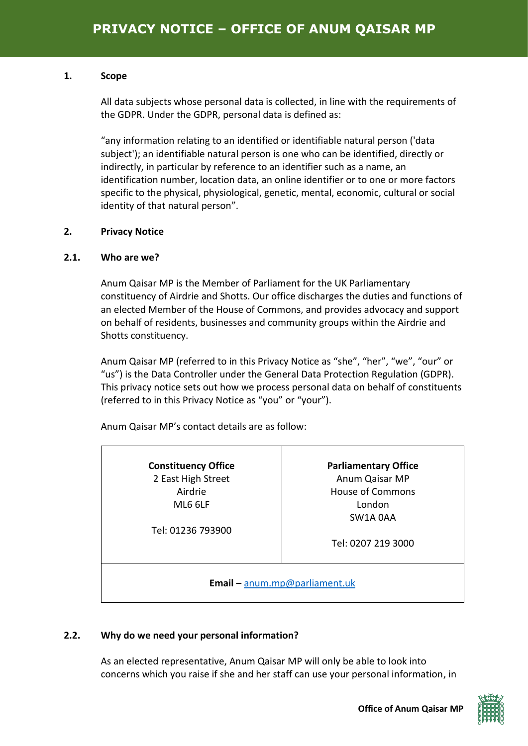# PRIVACY NOTICE – OFFICE OF ANUM QAISAR MP

## 1. Scope

All data subjects whose personal data is collected, in line with the requirements of the GDPR. Under the GDPR, personal data is defined as:

"any information relating to an identified or identifiable natural person ('data subject'); an identifiable natural person is one who can be identified, directly or indirectly, in particular by reference to an identifier such as a name, an identification number, location data, an online identifier or to one or more factors specific to the physical, physiological, genetic, mental, economic, cultural or social identity of that natural person".

## 2. Privacy Notice

### 2.1. Who are we?

Anum Qaisar MP is the Member of Parliament for the UK Parliamentary constituency of Airdrie and Shotts. Our office discharges the duties and functions of an elected Member of the House of Commons, and provides advocacy and support on behalf of residents, businesses and community groups within the Airdrie and Shotts constituency.

Anum Qaisar MP (referred to in this Privacy Notice as "she", "her", "we", "our" or "us") is the Data Controller under the General Data Protection Regulation (GDPR). This privacy notice sets out how we process personal data on behalf of constituents (referred to in this Privacy Notice as "you" or "your").

Anum Qaisar MP's contact details are as follow:

| **Constituency Office** | **Parliamentary Office** |
|---|---|
| 2 East High Street<br>Airdrie<br>ML6 6LF<br><br>Tel: 01236 793900 | Anum Qaisar MP<br>House of Commons<br>London<br>SW1A 0AA<br><br>Tel: 0207 219 3000 |
| **Email –** anum.mp@parliament.uk | |

### 2.2. Why do we need your personal information?

As an elected representative, Anum Qaisar MP will only be able to look into concerns which you raise if she and her staff can use your personal information, in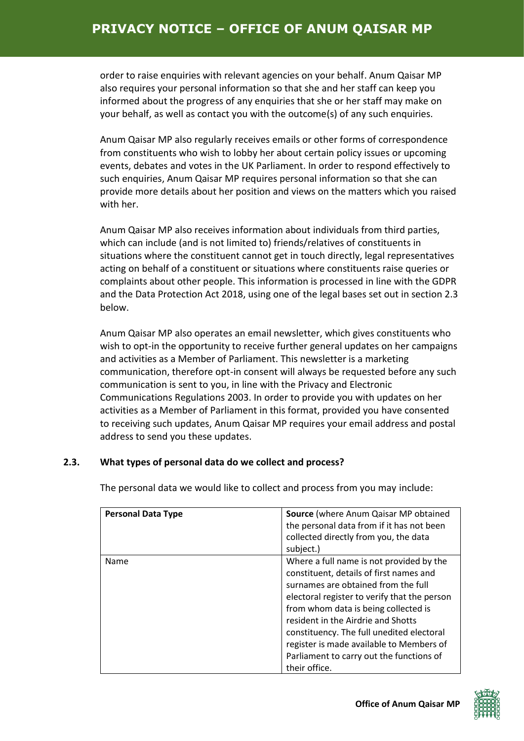order to raise enquiries with relevant agencies on your behalf. Anum Qaisar MP also requires your personal information so that she and her staff can keep you informed about the progress of any enquiries that she or her staff may make on your behalf, as well as contact you with the outcome(s) of any such enquiries.

Anum Qaisar MP also regularly receives emails or other forms of correspondence from constituents who wish to lobby her about certain policy issues or upcoming events, debates and votes in the UK Parliament. In order to respond effectively to such enquiries, Anum Qaisar MP requires personal information so that she can provide more details about her position and views on the matters which you raised with her.

Anum Qaisar MP also receives information about individuals from third parties, which can include (and is not limited to) friends/relatives of constituents in situations where the constituent cannot get in touch directly, legal representatives acting on behalf of a constituent or situations where constituents raise queries or complaints about other people. This information is processed in line with the GDPR and the Data Protection Act 2018, using one of the legal bases set out in section 2.3 below.

Anum Qaisar MP also operates an email newsletter, which gives constituents who wish to opt-in the opportunity to receive further general updates on her campaigns and activities as a Member of Parliament. This newsletter is a marketing communication, therefore opt-in consent will always be requested before any such communication is sent to you, in line with the Privacy and Electronic Communications Regulations 2003. In order to provide you with updates on her activities as a Member of Parliament in this format, provided you have consented to receiving such updates, Anum Qaisar MP requires your email address and postal address to send you these updates.

### 2.3. What types of personal data do we collect and process?

The personal data we would like to collect and process from you may include:

| **Personal Data Type** | **Source** (where Anum Qaisar MP obtained the personal data from if it has not been collected directly from you, the data subject.) |
| --- | --- |
| Name | Where a full name is not provided by the constituent, details of first names and surnames are obtained from the full electoral register to verify that the person from whom data is being collected is resident in the Airdrie and Shotts constituency. The full unedited electoral register is made available to Members of Parliament to carry out the functions of their office. |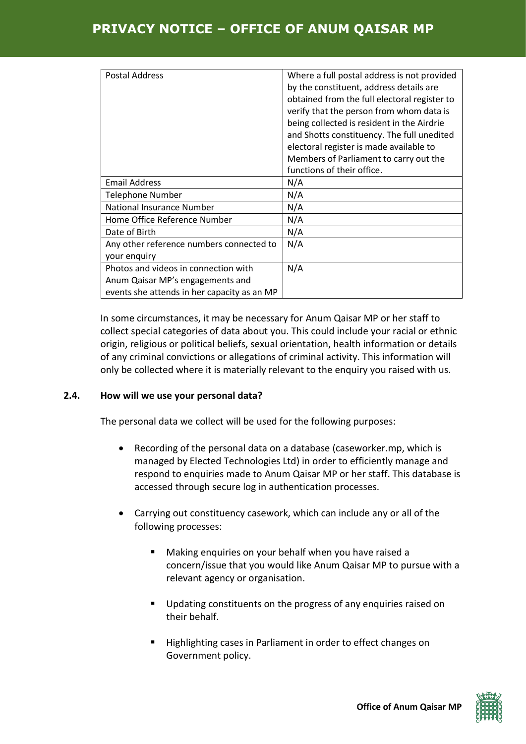| Postal Address | Where a full postal address is not provided by the constituent, address details are obtained from the full electoral register to verify that the person from whom data is being collected is resident in the Airdrie and Shotts constituency. The full unedited electoral register is made available to Members of Parliament to carry out the functions of their office. |
|---|---|
| Email Address | N/A |
| Telephone Number | N/A |
| National Insurance Number | N/A |
| Home Office Reference Number | N/A |
| Date of Birth | N/A |
| Any other reference numbers connected to your enquiry | N/A |
| Photos and videos in connection with Anum Qaisar MP's engagements and events she attends in her capacity as an MP | N/A |

In some circumstances, it may be necessary for Anum Qaisar MP or her staff to collect special categories of data about you. This could include your racial or ethnic origin, religious or political beliefs, sexual orientation, health information or details of any criminal convictions or allegations of criminal activity. This information will only be collected where it is materially relevant to the enquiry you raised with us.

### 2.4. How will we use your personal data?

The personal data we collect will be used for the following purposes:

- Recording of the personal data on a database (caseworker.mp, which is managed by Elected Technologies Ltd) in order to efficiently manage and respond to enquiries made to Anum Qaisar MP or her staff. This database is accessed through secure log in authentication processes.

- Carrying out constituency casework, which can include any or all of the following processes:

    - Making enquiries on your behalf when you have raised a concern/issue that you would like Anum Qaisar MP to pursue with a relevant agency or organisation.

    - Updating constituents on the progress of any enquiries raised on their behalf.

    - Highlighting cases in Parliament in order to effect changes on Government policy.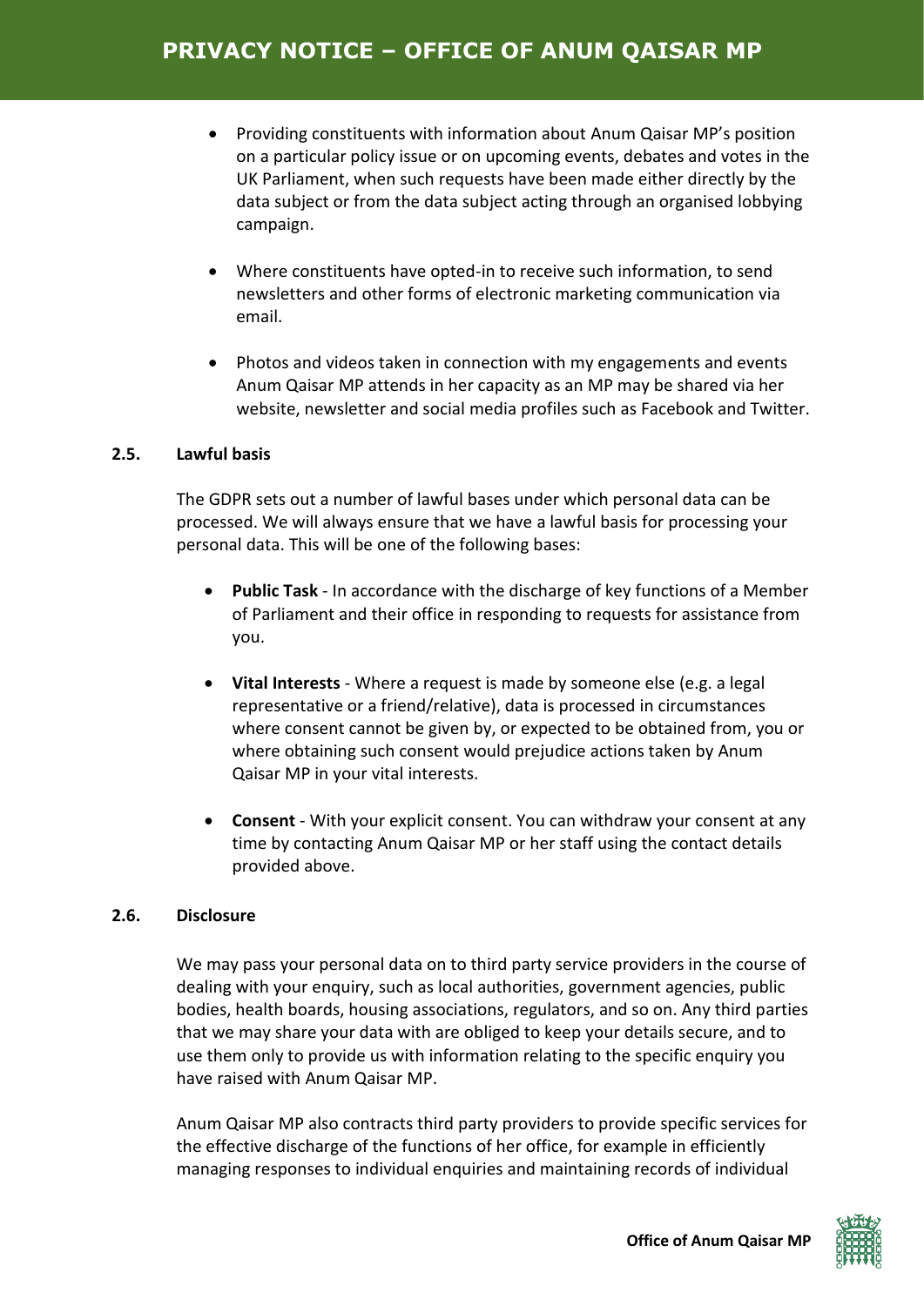- Providing constituents with information about Anum Qaisar MP's position on a particular policy issue or on upcoming events, debates and votes in the UK Parliament, when such requests have been made either directly by the data subject or from the data subject acting through an organised lobbying campaign.

- Where constituents have opted-in to receive such information, to send newsletters and other forms of electronic marketing communication via email.

- Photos and videos taken in connection with my engagements and events Anum Qaisar MP attends in her capacity as an MP may be shared via her website, newsletter and social media profiles such as Facebook and Twitter.

### 2.5. Lawful basis

The GDPR sets out a number of lawful bases under which personal data can be processed. We will always ensure that we have a lawful basis for processing your personal data. This will be one of the following bases:

- **Public Task** - In accordance with the discharge of key functions of a Member of Parliament and their office in responding to requests for assistance from you.

- **Vital Interests** - Where a request is made by someone else (e.g. a legal representative or a friend/relative), data is processed in circumstances where consent cannot be given by, or expected to be obtained from, you or where obtaining such consent would prejudice actions taken by Anum Qaisar MP in your vital interests.

- **Consent** - With your explicit consent. You can withdraw your consent at any time by contacting Anum Qaisar MP or her staff using the contact details provided above.

### 2.6. Disclosure

We may pass your personal data on to third party service providers in the course of dealing with your enquiry, such as local authorities, government agencies, public bodies, health boards, housing associations, regulators, and so on. Any third parties that we may share your data with are obliged to keep your details secure, and to use them only to provide us with information relating to the specific enquiry you have raised with Anum Qaisar MP.

Anum Qaisar MP also contracts third party providers to provide specific services for the effective discharge of the functions of her office, for example in efficiently managing responses to individual enquiries and maintaining records of individual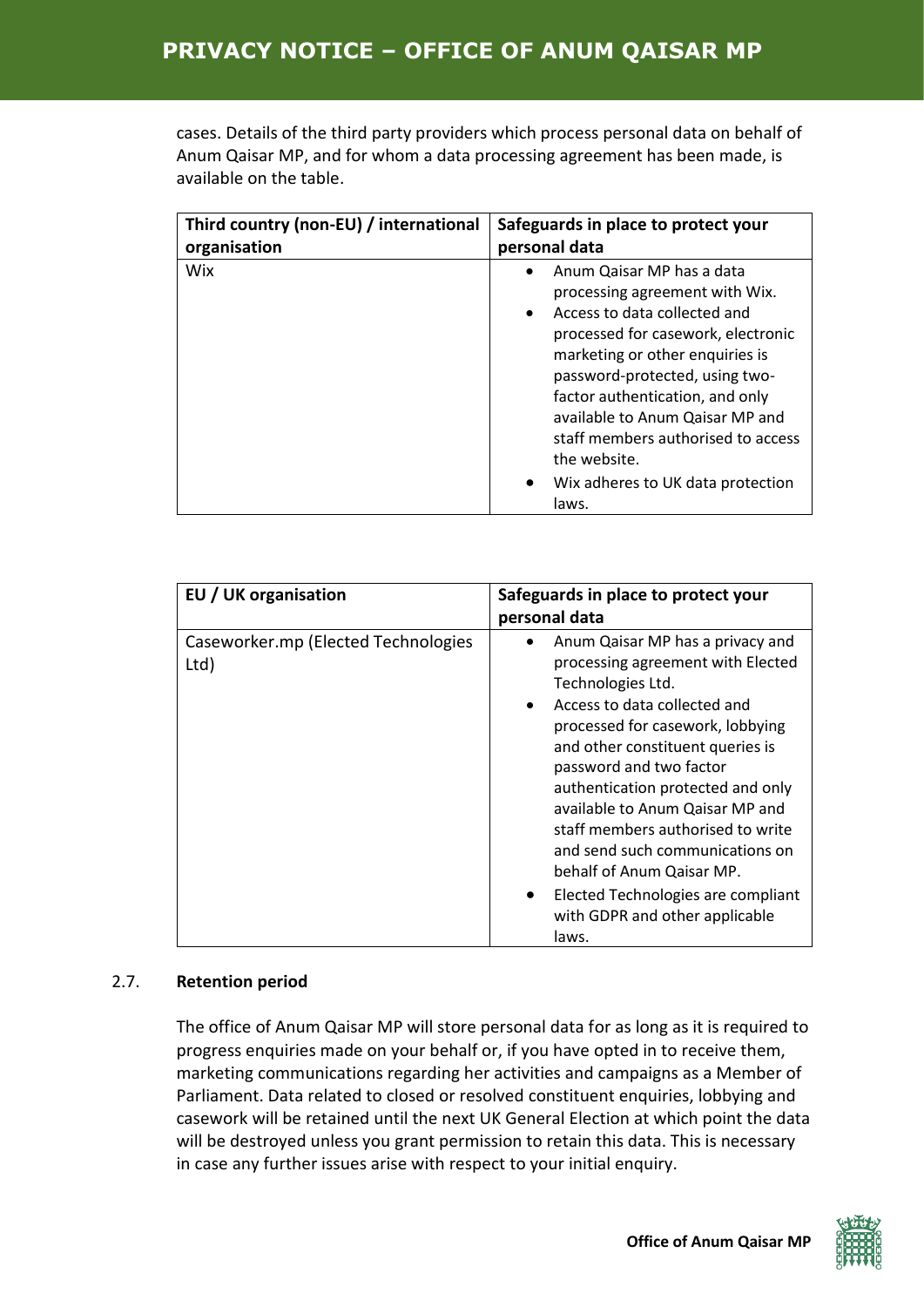cases. Details of the third party providers which process personal data on behalf of Anum Qaisar MP, and for whom a data processing agreement has been made, is available on the table.

| Third country (non-EU) / international organisation | Safeguards in place to protect your personal data |
|---|---|
| Wix | • Anum Qaisar MP has a data processing agreement with Wix.<br>• Access to data collected and processed for casework, electronic marketing or other enquiries is password-protected, using two-factor authentication, and only available to Anum Qaisar MP and staff members authorised to access the website.<br>• Wix adheres to UK data protection laws. |

| EU / UK organisation | Safeguards in place to protect your personal data |
|---|---|
| Caseworker.mp (Elected Technologies Ltd) | • Anum Qaisar MP has a privacy and processing agreement with Elected Technologies Ltd.<br>• Access to data collected and processed for casework, lobbying and other constituent queries is password and two factor authentication protected and only available to Anum Qaisar MP and staff members authorised to write and send such communications on behalf of Anum Qaisar MP.<br>• Elected Technologies are compliant with GDPR and other applicable laws. |

## 2.7. Retention period

The office of Anum Qaisar MP will store personal data for as long as it is required to progress enquiries made on your behalf or, if you have opted in to receive them, marketing communications regarding her activities and campaigns as a Member of Parliament. Data related to closed or resolved constituent enquiries, lobbying and casework will be retained until the next UK General Election at which point the data will be destroyed unless you grant permission to retain this data. This is necessary in case any further issues arise with respect to your initial enquiry.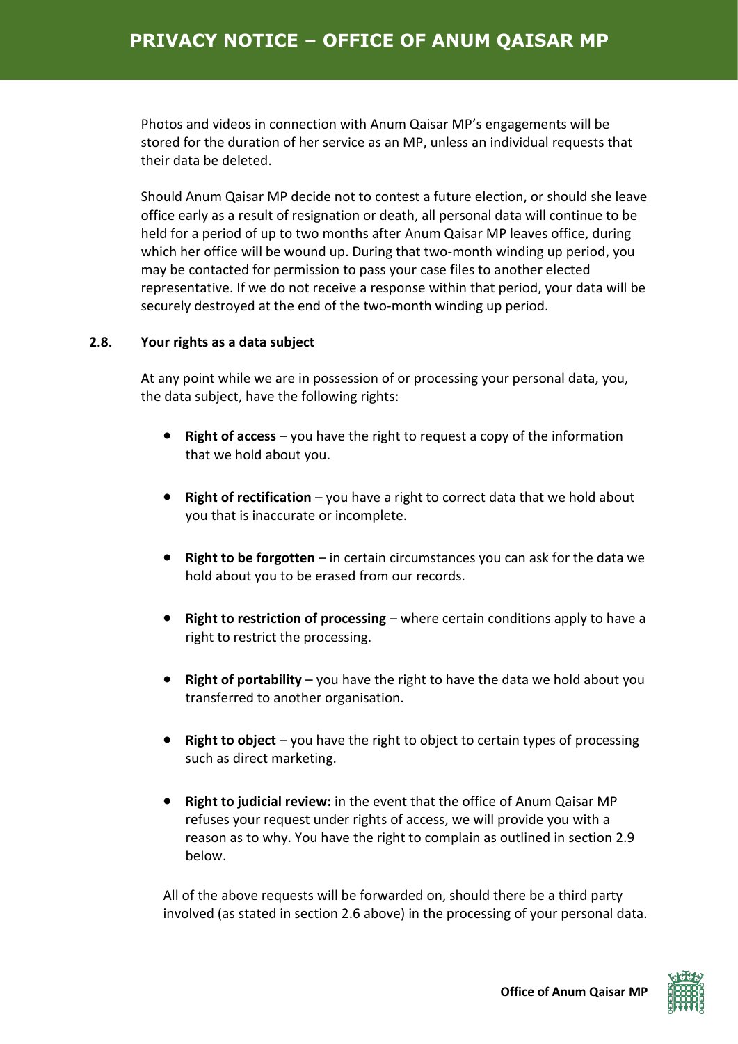Photos and videos in connection with Anum Qaisar MP's engagements will be stored for the duration of her service as an MP, unless an individual requests that their data be deleted.

Should Anum Qaisar MP decide not to contest a future election, or should she leave office early as a result of resignation or death, all personal data will continue to be held for a period of up to two months after Anum Qaisar MP leaves office, during which her office will be wound up. During that two-month winding up period, you may be contacted for permission to pass your case files to another elected representative. If we do not receive a response within that period, your data will be securely destroyed at the end of the two-month winding up period.

**2.8. Your rights as a data subject**

At any point while we are in possession of or processing your personal data, you, the data subject, have the following rights:

- **Right of access** – you have the right to request a copy of the information that we hold about you.
- **Right of rectification** – you have a right to correct data that we hold about you that is inaccurate or incomplete.
- **Right to be forgotten** – in certain circumstances you can ask for the data we hold about you to be erased from our records.
- **Right to restriction of processing** – where certain conditions apply to have a right to restrict the processing.
- **Right of portability** – you have the right to have the data we hold about you transferred to another organisation.
- **Right to object** – you have the right to object to certain types of processing such as direct marketing.
- **Right to judicial review:** in the event that the office of Anum Qaisar MP refuses your request under rights of access, we will provide you with a reason as to why. You have the right to complain as outlined in section 2.9 below.

All of the above requests will be forwarded on, should there be a third party involved (as stated in section 2.6 above) in the processing of your personal data.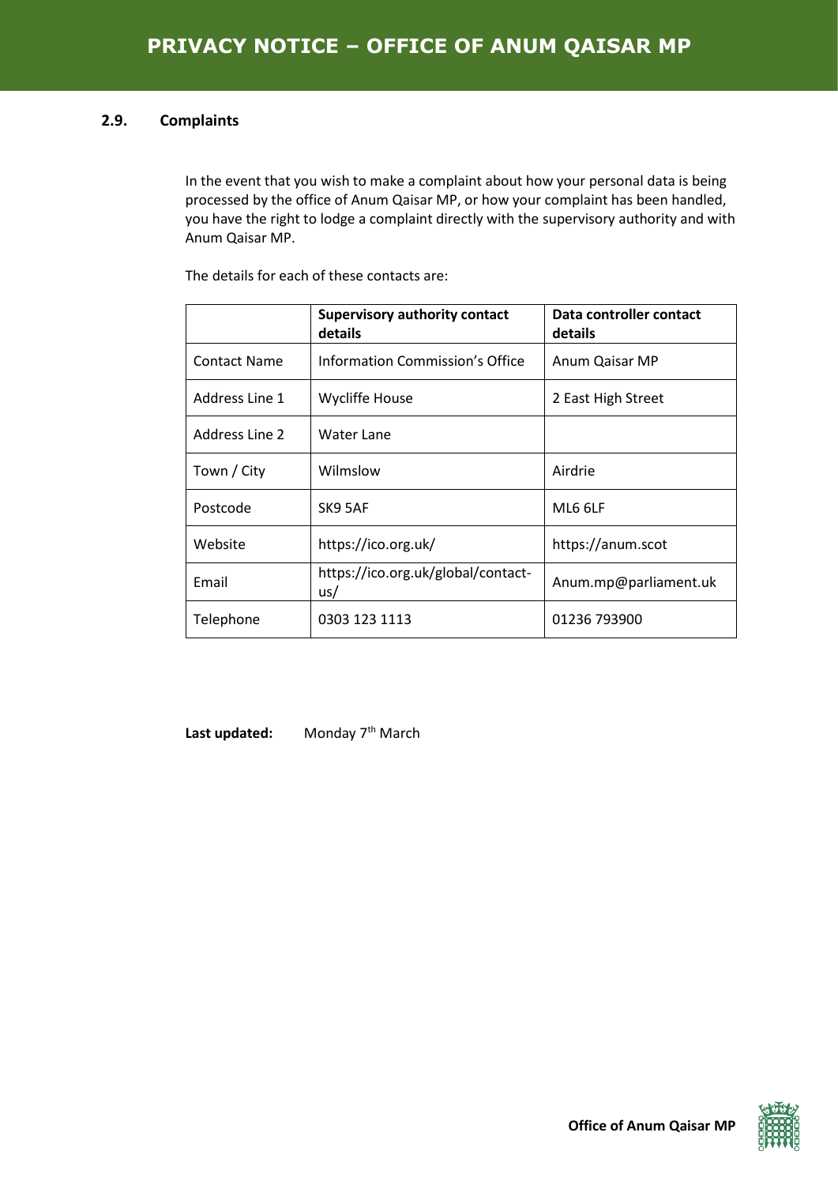### 2.9. Complaints

In the event that you wish to make a complaint about how your personal data is being processed by the office of Anum Qaisar MP, or how your complaint has been handled, you have the right to lodge a complaint directly with the supervisory authority and with Anum Qaisar MP.

The details for each of these contacts are:

| | Supervisory authority contact details | Data controller contact details |
|---|---|---|
| Contact Name | Information Commission's Office | Anum Qaisar MP |
| Address Line 1 | Wycliffe House | 2 East High Street |
| Address Line 2 | Water Lane | |
| Town / City | Wilmslow | Airdrie |
| Postcode | SK9 5AF | ML6 6LF |
| Website | https://ico.org.uk/ | https://anum.scot |
| Email | https://ico.org.uk/global/contact-us/ | Anum.mp@parliament.uk |
| Telephone | 0303 123 1113 | 01236 793900 |

**Last updated:** Monday 7th March